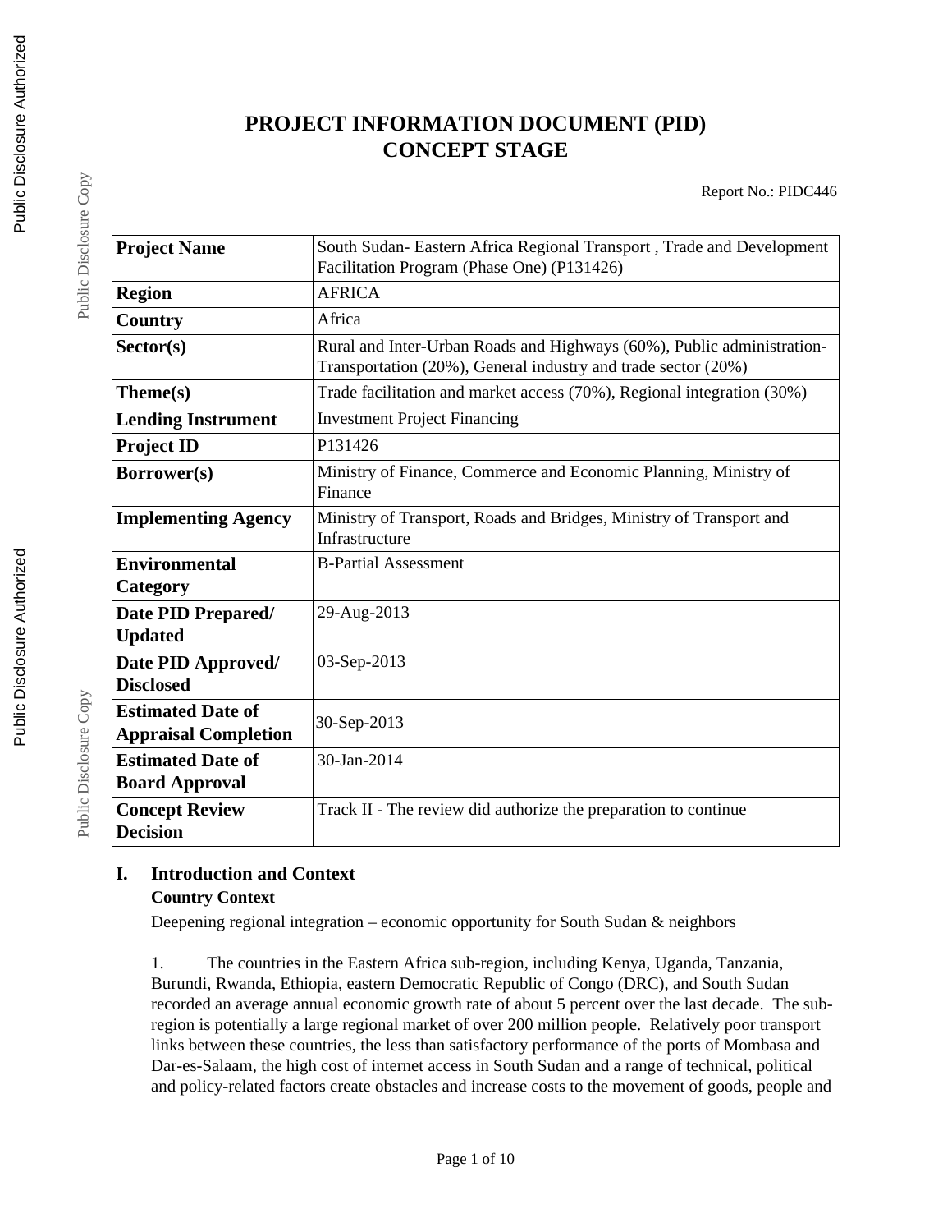# PROJECT INFORMATION DOCUMENT (PID)
# CONCEPT STAGE

Report No.: PIDC446

| | |
|---|---|
| **Project Name** | South Sudan- Eastern Africa Regional Transport , Trade and Development Facilitation Program (Phase One) (P131426) |
| **Region** | AFRICA |
| **Country** | Africa |
| **Sector(s)** | Rural and Inter-Urban Roads and Highways (60%), Public administration-Transportation (20%), General industry and trade sector (20%) |
| **Theme(s)** | Trade facilitation and market access (70%), Regional integration (30%) |
| **Lending Instrument** | Investment Project Financing |
| **Project ID** | P131426 |
| **Borrower(s)** | Ministry of Finance, Commerce and Economic Planning, Ministry of Finance |
| **Implementing Agency** | Ministry of Transport, Roads and Bridges, Ministry of Transport and Infrastructure |
| **Environmental Category** | B-Partial Assessment |
| **Date PID Prepared/ Updated** | 29-Aug-2013 |
| **Date PID Approved/ Disclosed** | 03-Sep-2013 |
| **Estimated Date of Appraisal Completion** | 30-Sep-2013 |
| **Estimated Date of Board Approval** | 30-Jan-2014 |
| **Concept Review Decision** | Track II - The review did authorize the preparation to continue |

## I. Introduction and Context

### Country Context

Deepening regional integration – economic opportunity for South Sudan & neighbors

1. The countries in the Eastern Africa sub-region, including Kenya, Uganda, Tanzania, Burundi, Rwanda, Ethiopia, eastern Democratic Republic of Congo (DRC), and South Sudan recorded an average annual economic growth rate of about 5 percent over the last decade. The sub-region is potentially a large regional market of over 200 million people. Relatively poor transport links between these countries, the less than satisfactory performance of the ports of Mombasa and Dar-es-Salaam, the high cost of internet access in South Sudan and a range of technical, political and policy-related factors create obstacles and increase costs to the movement of goods, people and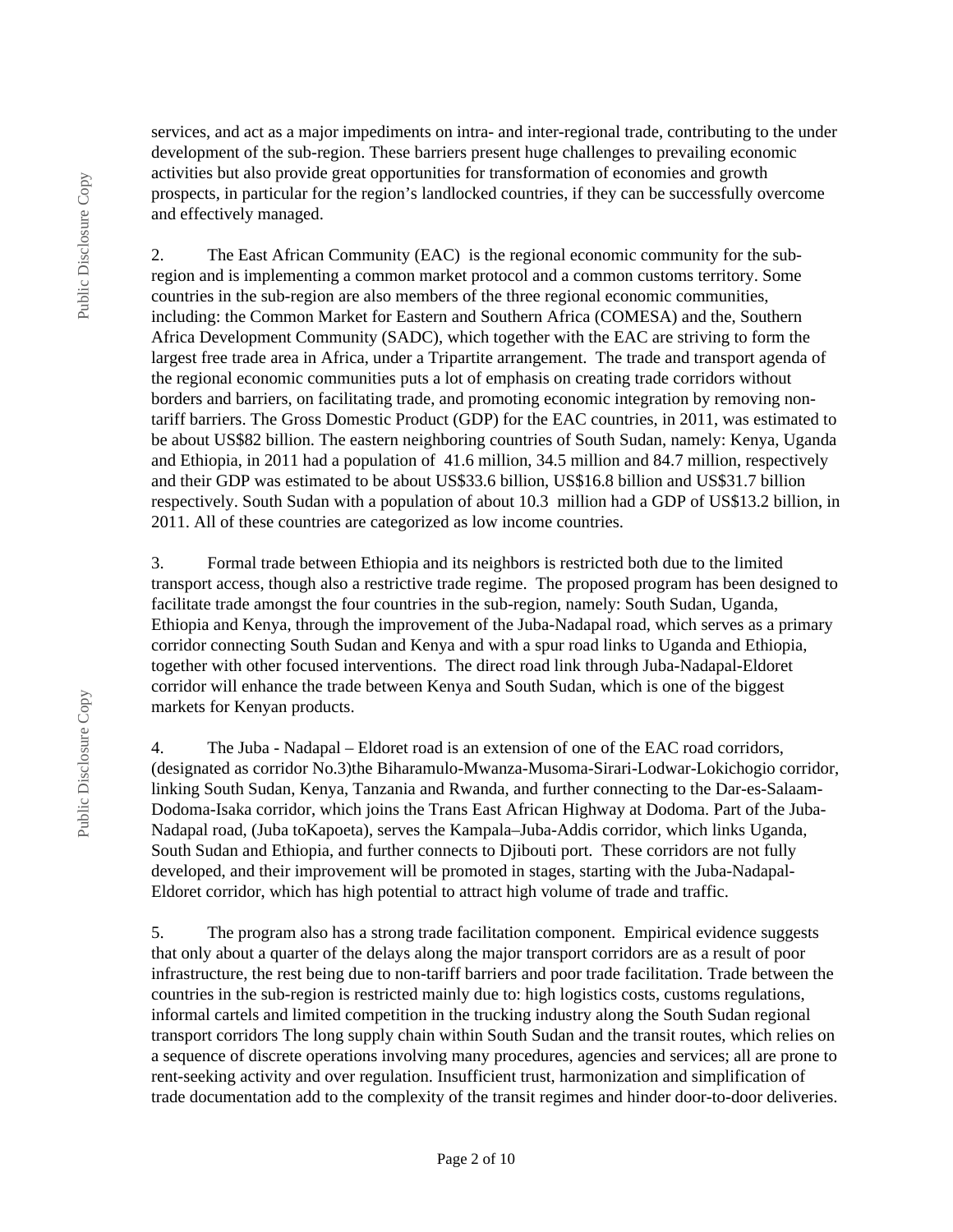services, and act as a major impediments on intra- and inter-regional trade, contributing to the under development of the sub-region. These barriers present huge challenges to prevailing economic activities but also provide great opportunities for transformation of economies and growth prospects, in particular for the region's landlocked countries, if they can be successfully overcome and effectively managed.

2. The East African Community (EAC) is the regional economic community for the sub-region and is implementing a common market protocol and a common customs territory. Some countries in the sub-region are also members of the three regional economic communities, including: the Common Market for Eastern and Southern Africa (COMESA) and the, Southern Africa Development Community (SADC), which together with the EAC are striving to form the largest free trade area in Africa, under a Tripartite arrangement. The trade and transport agenda of the regional economic communities puts a lot of emphasis on creating trade corridors without borders and barriers, on facilitating trade, and promoting economic integration by removing non-tariff barriers. The Gross Domestic Product (GDP) for the EAC countries, in 2011, was estimated to be about US$82 billion. The eastern neighboring countries of South Sudan, namely: Kenya, Uganda and Ethiopia, in 2011 had a population of 41.6 million, 34.5 million and 84.7 million, respectively and their GDP was estimated to be about US$33.6 billion, US$16.8 billion and US$31.7 billion respectively. South Sudan with a population of about 10.3 million had a GDP of US$13.2 billion, in 2011. All of these countries are categorized as low income countries.

3. Formal trade between Ethiopia and its neighbors is restricted both due to the limited transport access, though also a restrictive trade regime. The proposed program has been designed to facilitate trade amongst the four countries in the sub-region, namely: South Sudan, Uganda, Ethiopia and Kenya, through the improvement of the Juba-Nadapal road, which serves as a primary corridor connecting South Sudan and Kenya and with a spur road links to Uganda and Ethiopia, together with other focused interventions. The direct road link through Juba-Nadapal-Eldoret corridor will enhance the trade between Kenya and South Sudan, which is one of the biggest markets for Kenyan products.

4. The Juba - Nadapal – Eldoret road is an extension of one of the EAC road corridors, (designated as corridor No.3)the Biharamulo-Mwanza-Musoma-Sirari-Lodwar-Lokichogio corridor, linking South Sudan, Kenya, Tanzania and Rwanda, and further connecting to the Dar-es-Salaam-Dodoma-Isaka corridor, which joins the Trans East African Highway at Dodoma. Part of the Juba-Nadapal road, (Juba toKapoeta), serves the Kampala–Juba-Addis corridor, which links Uganda, South Sudan and Ethiopia, and further connects to Djibouti port. These corridors are not fully developed, and their improvement will be promoted in stages, starting with the Juba-Nadapal-Eldoret corridor, which has high potential to attract high volume of trade and traffic.

5. The program also has a strong trade facilitation component. Empirical evidence suggests that only about a quarter of the delays along the major transport corridors are as a result of poor infrastructure, the rest being due to non-tariff barriers and poor trade facilitation. Trade between the countries in the sub-region is restricted mainly due to: high logistics costs, customs regulations, informal cartels and limited competition in the trucking industry along the South Sudan regional transport corridors The long supply chain within South Sudan and the transit routes, which relies on a sequence of discrete operations involving many procedures, agencies and services; all are prone to rent-seeking activity and over regulation. Insufficient trust, harmonization and simplification of trade documentation add to the complexity of the transit regimes and hinder door-to-door deliveries.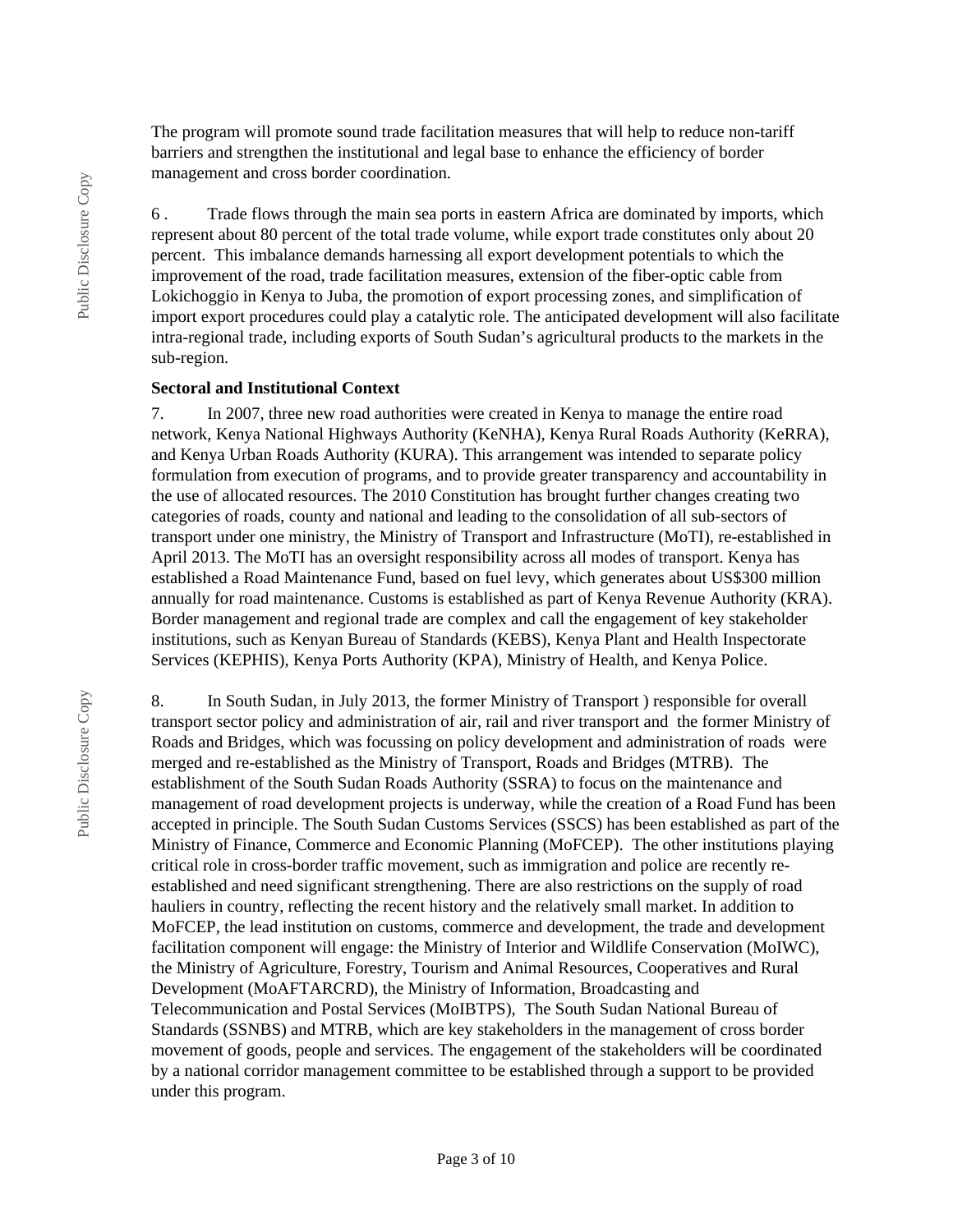The program will promote sound trade facilitation measures that will help to reduce non-tariff barriers and strengthen the institutional and legal base to enhance the efficiency of border management and cross border coordination.

6 . Trade flows through the main sea ports in eastern Africa are dominated by imports, which represent about 80 percent of the total trade volume, while export trade constitutes only about 20 percent. This imbalance demands harnessing all export development potentials to which the improvement of the road, trade facilitation measures, extension of the fiber-optic cable from Lokichoggio in Kenya to Juba, the promotion of export processing zones, and simplification of import export procedures could play a catalytic role. The anticipated development will also facilitate intra-regional trade, including exports of South Sudan's agricultural products to the markets in the sub-region.

**Sectoral and Institutional Context**

7. In 2007, three new road authorities were created in Kenya to manage the entire road network, Kenya National Highways Authority (KeNHA), Kenya Rural Roads Authority (KeRRA), and Kenya Urban Roads Authority (KURA). This arrangement was intended to separate policy formulation from execution of programs, and to provide greater transparency and accountability in the use of allocated resources. The 2010 Constitution has brought further changes creating two categories of roads, county and national and leading to the consolidation of all sub-sectors of transport under one ministry, the Ministry of Transport and Infrastructure (MoTI), re-established in April 2013. The MoTI has an oversight responsibility across all modes of transport. Kenya has established a Road Maintenance Fund, based on fuel levy, which generates about US$300 million annually for road maintenance. Customs is established as part of Kenya Revenue Authority (KRA). Border management and regional trade are complex and call the engagement of key stakeholder institutions, such as Kenyan Bureau of Standards (KEBS), Kenya Plant and Health Inspectorate Services (KEPHIS), Kenya Ports Authority (KPA), Ministry of Health, and Kenya Police.

8. In South Sudan, in July 2013, the former Ministry of Transport ) responsible for overall transport sector policy and administration of air, rail and river transport and the former Ministry of Roads and Bridges, which was focussing on policy development and administration of roads were merged and re-established as the Ministry of Transport, Roads and Bridges (MTRB). The establishment of the South Sudan Roads Authority (SSRA) to focus on the maintenance and management of road development projects is underway, while the creation of a Road Fund has been accepted in principle. The South Sudan Customs Services (SSCS) has been established as part of the Ministry of Finance, Commerce and Economic Planning (MoFCEP). The other institutions playing critical role in cross-border traffic movement, such as immigration and police are recently re-established and need significant strengthening. There are also restrictions on the supply of road hauliers in country, reflecting the recent history and the relatively small market. In addition to MoFCEP, the lead institution on customs, commerce and development, the trade and development facilitation component will engage: the Ministry of Interior and Wildlife Conservation (MoIWC), the Ministry of Agriculture, Forestry, Tourism and Animal Resources, Cooperatives and Rural Development (MoAFTARCRD), the Ministry of Information, Broadcasting and Telecommunication and Postal Services (MoIBTPS), The South Sudan National Bureau of Standards (SSNBS) and MTRB, which are key stakeholders in the management of cross border movement of goods, people and services. The engagement of the stakeholders will be coordinated by a national corridor management committee to be established through a support to be provided under this program.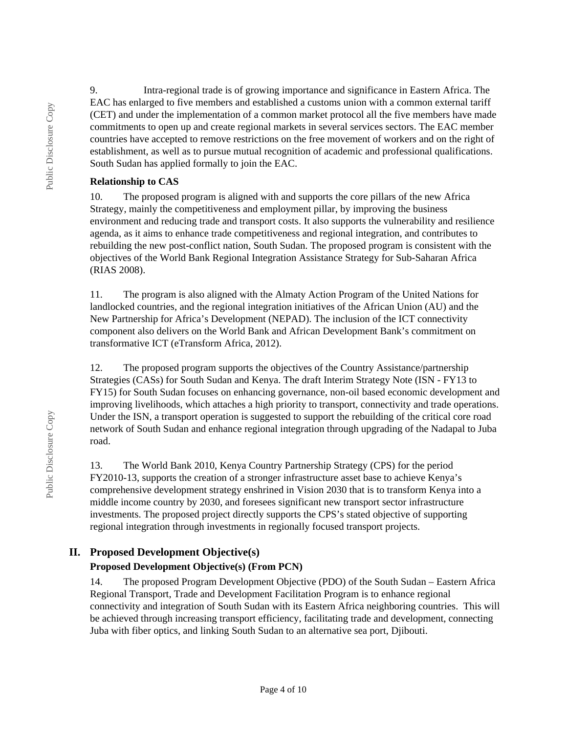9. Intra-regional trade is of growing importance and significance in Eastern Africa. The EAC has enlarged to five members and established a customs union with a common external tariff (CET) and under the implementation of a common market protocol all the five members have made commitments to open up and create regional markets in several services sectors. The EAC member countries have accepted to remove restrictions on the free movement of workers and on the right of establishment, as well as to pursue mutual recognition of academic and professional qualifications. South Sudan has applied formally to join the EAC.

**Relationship to CAS**

10. The proposed program is aligned with and supports the core pillars of the new Africa Strategy, mainly the competitiveness and employment pillar, by improving the business environment and reducing trade and transport costs. It also supports the vulnerability and resilience agenda, as it aims to enhance trade competitiveness and regional integration, and contributes to rebuilding the new post-conflict nation, South Sudan. The proposed program is consistent with the objectives of the World Bank Regional Integration Assistance Strategy for Sub-Saharan Africa (RIAS 2008).

11. The program is also aligned with the Almaty Action Program of the United Nations for landlocked countries, and the regional integration initiatives of the African Union (AU) and the New Partnership for Africa's Development (NEPAD). The inclusion of the ICT connectivity component also delivers on the World Bank and African Development Bank's commitment on transformative ICT (eTransform Africa, 2012).

12. The proposed program supports the objectives of the Country Assistance/partnership Strategies (CASs) for South Sudan and Kenya. The draft Interim Strategy Note (ISN - FY13 to FY15) for South Sudan focuses on enhancing governance, non-oil based economic development and improving livelihoods, which attaches a high priority to transport, connectivity and trade operations. Under the ISN, a transport operation is suggested to support the rebuilding of the critical core road network of South Sudan and enhance regional integration through upgrading of the Nadapal to Juba road.

13. The World Bank 2010, Kenya Country Partnership Strategy (CPS) for the period FY2010-13, supports the creation of a stronger infrastructure asset base to achieve Kenya's comprehensive development strategy enshrined in Vision 2030 that is to transform Kenya into a middle income country by 2030, and foresees significant new transport sector infrastructure investments. The proposed project directly supports the CPS's stated objective of supporting regional integration through investments in regionally focused transport projects.

## II. Proposed Development Objective(s)

### Proposed Development Objective(s) (From PCN)

14. The proposed Program Development Objective (PDO) of the South Sudan – Eastern Africa Regional Transport, Trade and Development Facilitation Program is to enhance regional connectivity and integration of South Sudan with its Eastern Africa neighboring countries. This will be achieved through increasing transport efficiency, facilitating trade and development, connecting Juba with fiber optics, and linking South Sudan to an alternative sea port, Djibouti.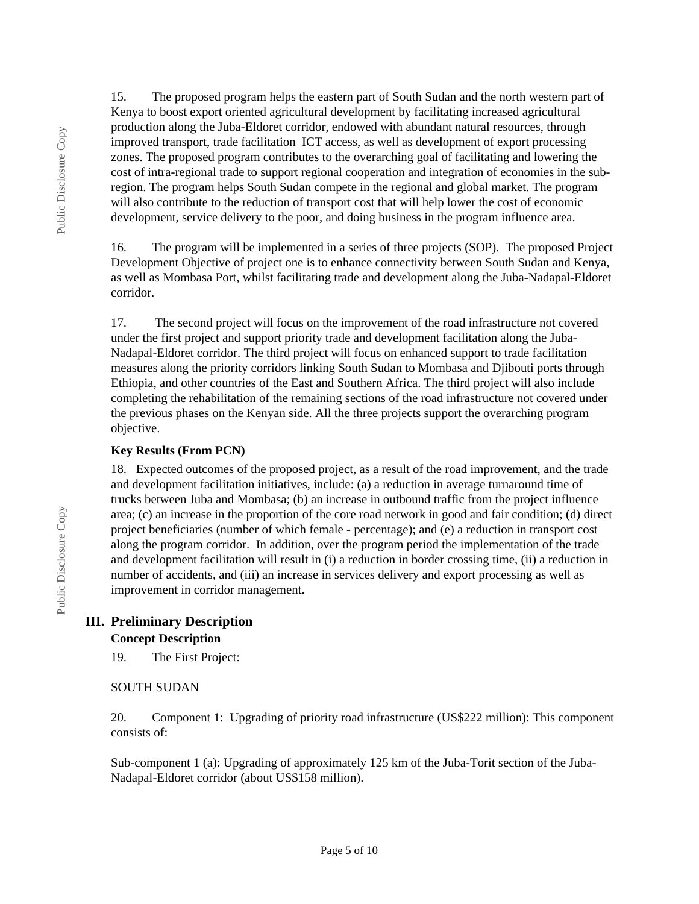15. The proposed program helps the eastern part of South Sudan and the north western part of Kenya to boost export oriented agricultural development by facilitating increased agricultural production along the Juba-Eldoret corridor, endowed with abundant natural resources, through improved transport, trade facilitation ICT access, as well as development of export processing zones. The proposed program contributes to the overarching goal of facilitating and lowering the cost of intra-regional trade to support regional cooperation and integration of economies in the sub-region. The program helps South Sudan compete in the regional and global market. The program will also contribute to the reduction of transport cost that will help lower the cost of economic development, service delivery to the poor, and doing business in the program influence area.

16. The program will be implemented in a series of three projects (SOP). The proposed Project Development Objective of project one is to enhance connectivity between South Sudan and Kenya, as well as Mombasa Port, whilst facilitating trade and development along the Juba-Nadapal-Eldoret corridor.

17. The second project will focus on the improvement of the road infrastructure not covered under the first project and support priority trade and development facilitation along the Juba-Nadapal-Eldoret corridor. The third project will focus on enhanced support to trade facilitation measures along the priority corridors linking South Sudan to Mombasa and Djibouti ports through Ethiopia, and other countries of the East and Southern Africa. The third project will also include completing the rehabilitation of the remaining sections of the road infrastructure not covered under the previous phases on the Kenyan side. All the three projects support the overarching program objective.

**Key Results (From PCN)**

18. Expected outcomes of the proposed project, as a result of the road improvement, and the trade and development facilitation initiatives, include: (a) a reduction in average turnaround time of trucks between Juba and Mombasa; (b) an increase in outbound traffic from the project influence area; (c) an increase in the proportion of the core road network in good and fair condition; (d) direct project beneficiaries (number of which female - percentage); and (e) a reduction in transport cost along the program corridor. In addition, over the program period the implementation of the trade and development facilitation will result in (i) a reduction in border crossing time, (ii) a reduction in number of accidents, and (iii) an increase in services delivery and export processing as well as improvement in corridor management.

## III. Preliminary Description

**Concept Description**

19. The First Project:

SOUTH SUDAN

20. Component 1: Upgrading of priority road infrastructure (US$222 million): This component consists of:

Sub-component 1 (a): Upgrading of approximately 125 km of the Juba-Torit section of the Juba-Nadapal-Eldoret corridor (about US$158 million).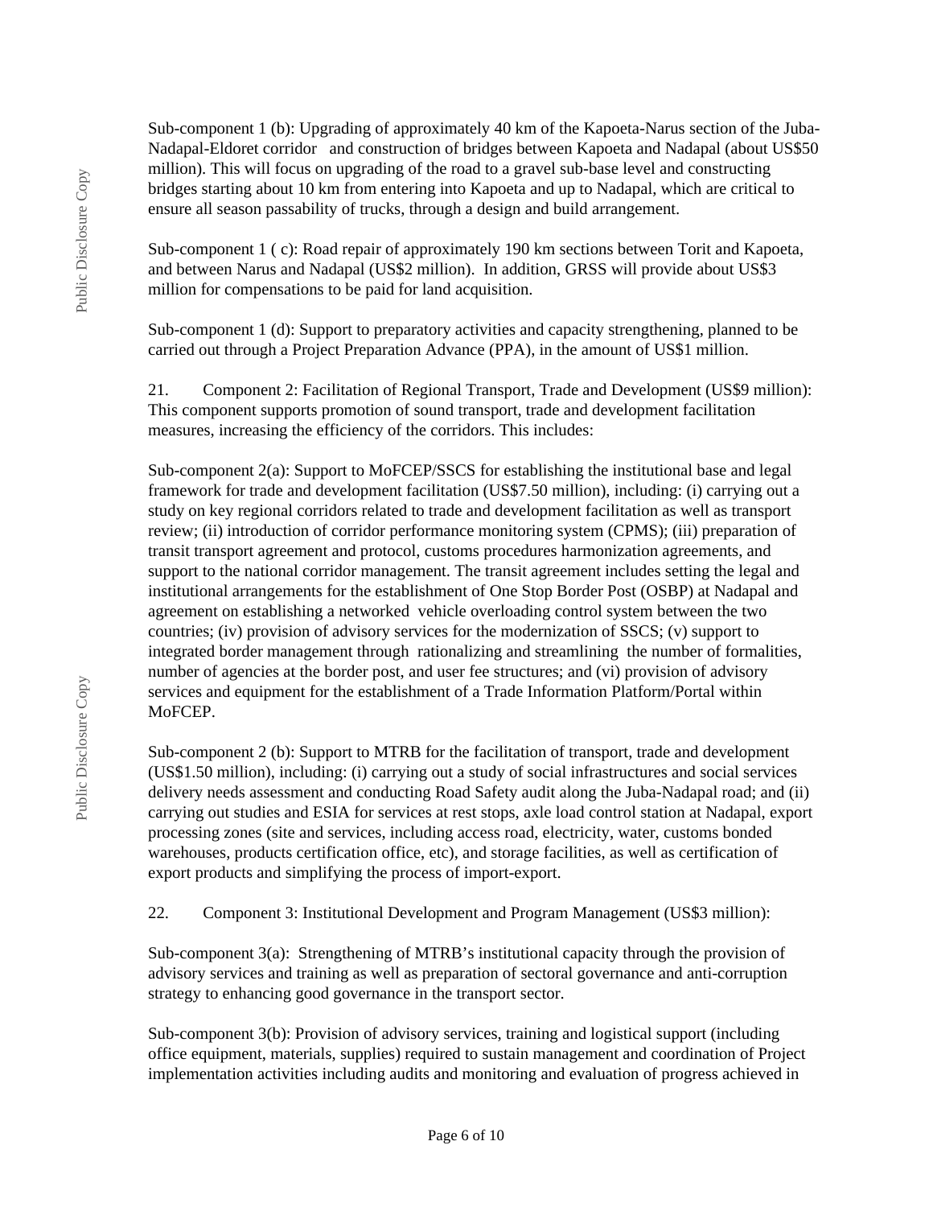Sub-component 1 (b): Upgrading of approximately 40 km of the Kapoeta-Narus section of the Juba-Nadapal-Eldoret corridor and construction of bridges between Kapoeta and Nadapal (about US$50 million). This will focus on upgrading of the road to a gravel sub-base level and constructing bridges starting about 10 km from entering into Kapoeta and up to Nadapal, which are critical to ensure all season passability of trucks, through a design and build arrangement.

Sub-component 1 ( c): Road repair of approximately 190 km sections between Torit and Kapoeta, and between Narus and Nadapal (US$2 million). In addition, GRSS will provide about US$3 million for compensations to be paid for land acquisition.

Sub-component 1 (d): Support to preparatory activities and capacity strengthening, planned to be carried out through a Project Preparation Advance (PPA), in the amount of US$1 million.

21. Component 2: Facilitation of Regional Transport, Trade and Development (US$9 million): This component supports promotion of sound transport, trade and development facilitation measures, increasing the efficiency of the corridors. This includes:

Sub-component 2(a): Support to MoFCEP/SSCS for establishing the institutional base and legal framework for trade and development facilitation (US$7.50 million), including: (i) carrying out a study on key regional corridors related to trade and development facilitation as well as transport review; (ii) introduction of corridor performance monitoring system (CPMS); (iii) preparation of transit transport agreement and protocol, customs procedures harmonization agreements, and support to the national corridor management. The transit agreement includes setting the legal and institutional arrangements for the establishment of One Stop Border Post (OSBP) at Nadapal and agreement on establishing a networked vehicle overloading control system between the two countries; (iv) provision of advisory services for the modernization of SSCS; (v) support to integrated border management through rationalizing and streamlining the number of formalities, number of agencies at the border post, and user fee structures; and (vi) provision of advisory services and equipment for the establishment of a Trade Information Platform/Portal within MoFCEP.

Sub-component 2 (b): Support to MTRB for the facilitation of transport, trade and development (US$1.50 million), including: (i) carrying out a study of social infrastructures and social services delivery needs assessment and conducting Road Safety audit along the Juba-Nadapal road; and (ii) carrying out studies and ESIA for services at rest stops, axle load control station at Nadapal, export processing zones (site and services, including access road, electricity, water, customs bonded warehouses, products certification office, etc), and storage facilities, as well as certification of export products and simplifying the process of import-export.

22. Component 3: Institutional Development and Program Management (US$3 million):

Sub-component 3(a): Strengthening of MTRB's institutional capacity through the provision of advisory services and training as well as preparation of sectoral governance and anti-corruption strategy to enhancing good governance in the transport sector.

Sub-component 3(b): Provision of advisory services, training and logistical support (including office equipment, materials, supplies) required to sustain management and coordination of Project implementation activities including audits and monitoring and evaluation of progress achieved in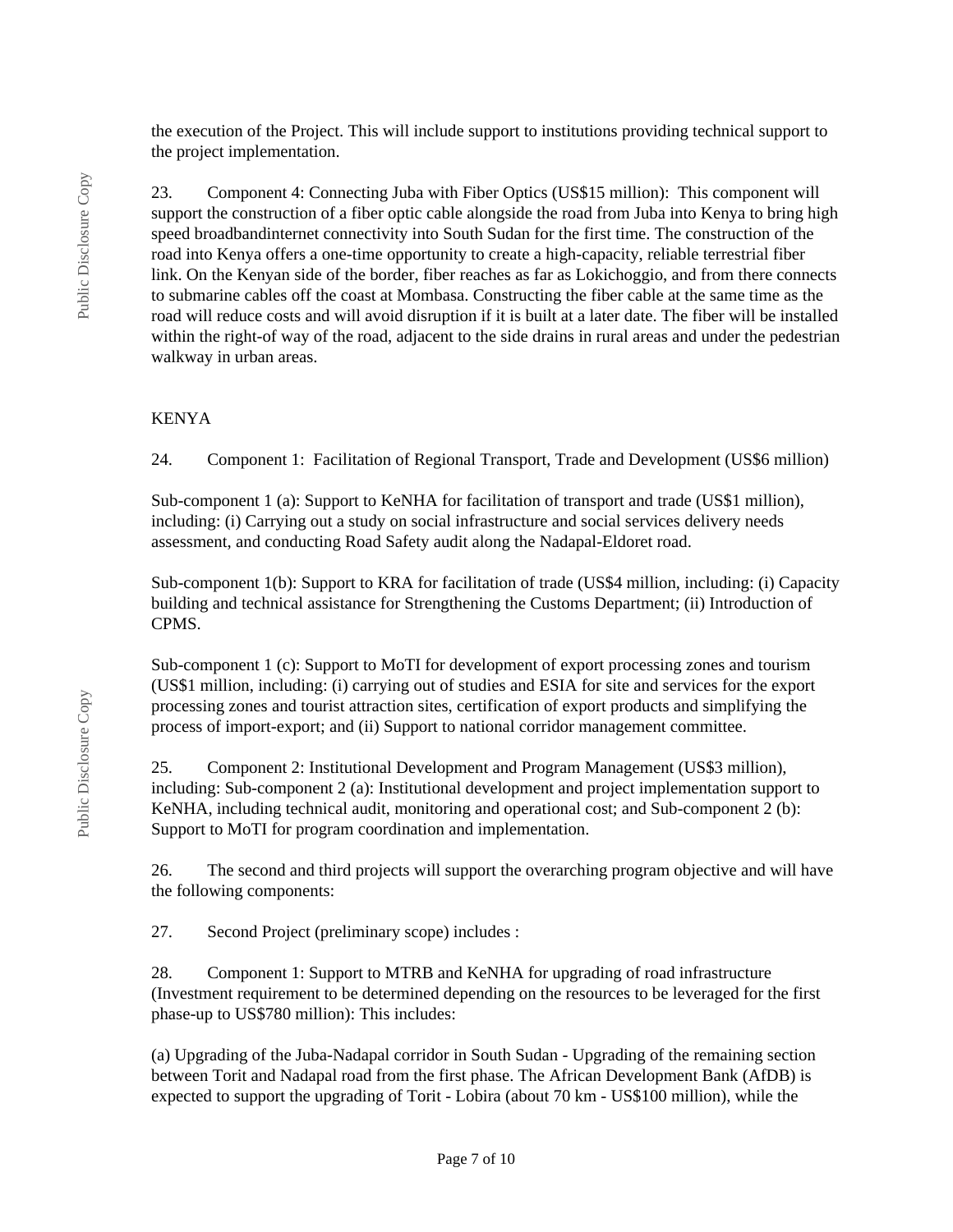the execution of the Project. This will include support to institutions providing technical support to the project implementation.

23. Component 4: Connecting Juba with Fiber Optics (US$15 million): This component will support the construction of a fiber optic cable alongside the road from Juba into Kenya to bring high speed broadbandinternet connectivity into South Sudan for the first time. The construction of the road into Kenya offers a one-time opportunity to create a high-capacity, reliable terrestrial fiber link. On the Kenyan side of the border, fiber reaches as far as Lokichoggio, and from there connects to submarine cables off the coast at Mombasa. Constructing the fiber cable at the same time as the road will reduce costs and will avoid disruption if it is built at a later date. The fiber will be installed within the right-of way of the road, adjacent to the side drains in rural areas and under the pedestrian walkway in urban areas.

KENYA

24. Component 1: Facilitation of Regional Transport, Trade and Development (US$6 million)

Sub-component 1 (a): Support to KeNHA for facilitation of transport and trade (US$1 million), including: (i) Carrying out a study on social infrastructure and social services delivery needs assessment, and conducting Road Safety audit along the Nadapal-Eldoret road.

Sub-component 1(b): Support to KRA for facilitation of trade (US$4 million, including: (i) Capacity building and technical assistance for Strengthening the Customs Department; (ii) Introduction of CPMS.

Sub-component 1 (c): Support to MoTI for development of export processing zones and tourism (US$1 million, including: (i) carrying out of studies and ESIA for site and services for the export processing zones and tourist attraction sites, certification of export products and simplifying the process of import-export; and (ii) Support to national corridor management committee.

25. Component 2: Institutional Development and Program Management (US$3 million), including: Sub-component 2 (a): Institutional development and project implementation support to KeNHA, including technical audit, monitoring and operational cost; and Sub-component 2 (b): Support to MoTI for program coordination and implementation.

26. The second and third projects will support the overarching program objective and will have the following components:

27. Second Project (preliminary scope) includes :

28. Component 1: Support to MTRB and KeNHA for upgrading of road infrastructure (Investment requirement to be determined depending on the resources to be leveraged for the first phase-up to US$780 million): This includes:

(a) Upgrading of the Juba-Nadapal corridor in South Sudan - Upgrading of the remaining section between Torit and Nadapal road from the first phase. The African Development Bank (AfDB) is expected to support the upgrading of Torit - Lobira (about 70 km - US$100 million), while the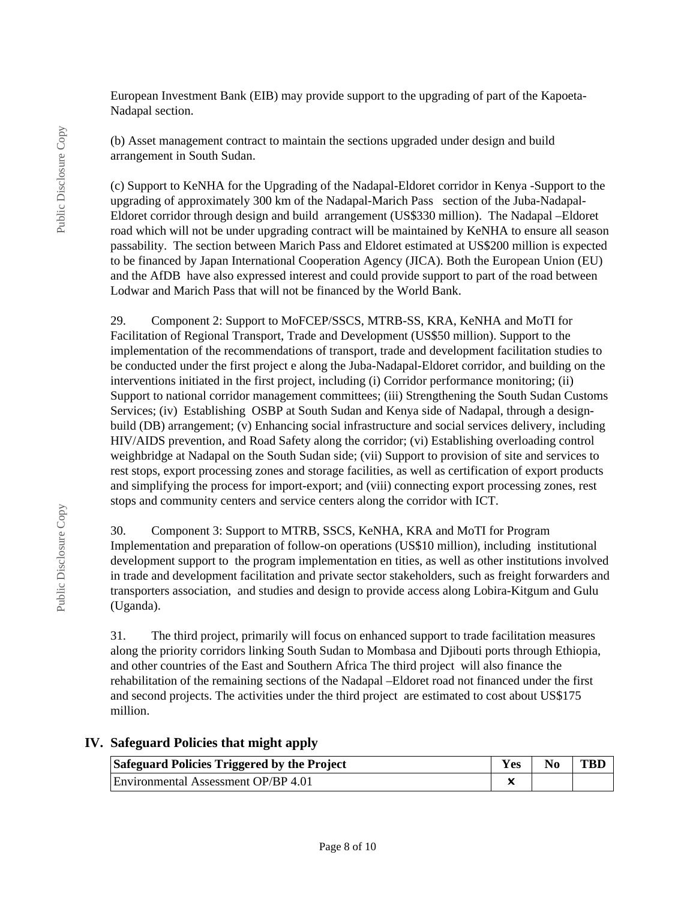European Investment Bank (EIB) may provide support to the upgrading of part of the Kapoeta-Nadapal section.

(b) Asset management contract to maintain the sections upgraded under design and build arrangement in South Sudan.

(c) Support to KeNHA for the Upgrading of the Nadapal-Eldoret corridor in Kenya -Support to the upgrading of approximately 300 km of the Nadapal-Marich Pass section of the Juba-Nadapal-Eldoret corridor through design and build arrangement (US$330 million). The Nadapal –Eldoret road which will not be under upgrading contract will be maintained by KeNHA to ensure all season passability. The section between Marich Pass and Eldoret estimated at US$200 million is expected to be financed by Japan International Cooperation Agency (JICA). Both the European Union (EU) and the AfDB have also expressed interest and could provide support to part of the road between Lodwar and Marich Pass that will not be financed by the World Bank.

29. Component 2: Support to MoFCEP/SSCS, MTRB-SS, KRA, KeNHA and MoTI for Facilitation of Regional Transport, Trade and Development (US$50 million). Support to the implementation of the recommendations of transport, trade and development facilitation studies to be conducted under the first project e along the Juba-Nadapal-Eldoret corridor, and building on the interventions initiated in the first project, including (i) Corridor performance monitoring; (ii) Support to national corridor management committees; (iii) Strengthening the South Sudan Customs Services; (iv) Establishing OSBP at South Sudan and Kenya side of Nadapal, through a design-build (DB) arrangement; (v) Enhancing social infrastructure and social services delivery, including HIV/AIDS prevention, and Road Safety along the corridor; (vi) Establishing overloading control weighbridge at Nadapal on the South Sudan side; (vii) Support to provision of site and services to rest stops, export processing zones and storage facilities, as well as certification of export products and simplifying the process for import-export; and (viii) connecting export processing zones, rest stops and community centers and service centers along the corridor with ICT.

30. Component 3: Support to MTRB, SSCS, KeNHA, KRA and MoTI for Program Implementation and preparation of follow-on operations (US$10 million), including institutional development support to the program implementation en tities, as well as other institutions involved in trade and development facilitation and private sector stakeholders, such as freight forwarders and transporters association, and studies and design to provide access along Lobira-Kitgum and Gulu (Uganda).

31. The third project, primarily will focus on enhanced support to trade facilitation measures along the priority corridors linking South Sudan to Mombasa and Djibouti ports through Ethiopia, and other countries of the East and Southern Africa The third project will also finance the rehabilitation of the remaining sections of the Nadapal –Eldoret road not financed under the first and second projects. The activities under the third project are estimated to cost about US$175 million.

## IV. Safeguard Policies that might apply

| Safeguard Policies Triggered by the Project | Yes | No | TBD |
|---|---|---|---|
| Environmental Assessment OP/BP 4.01 | x | | |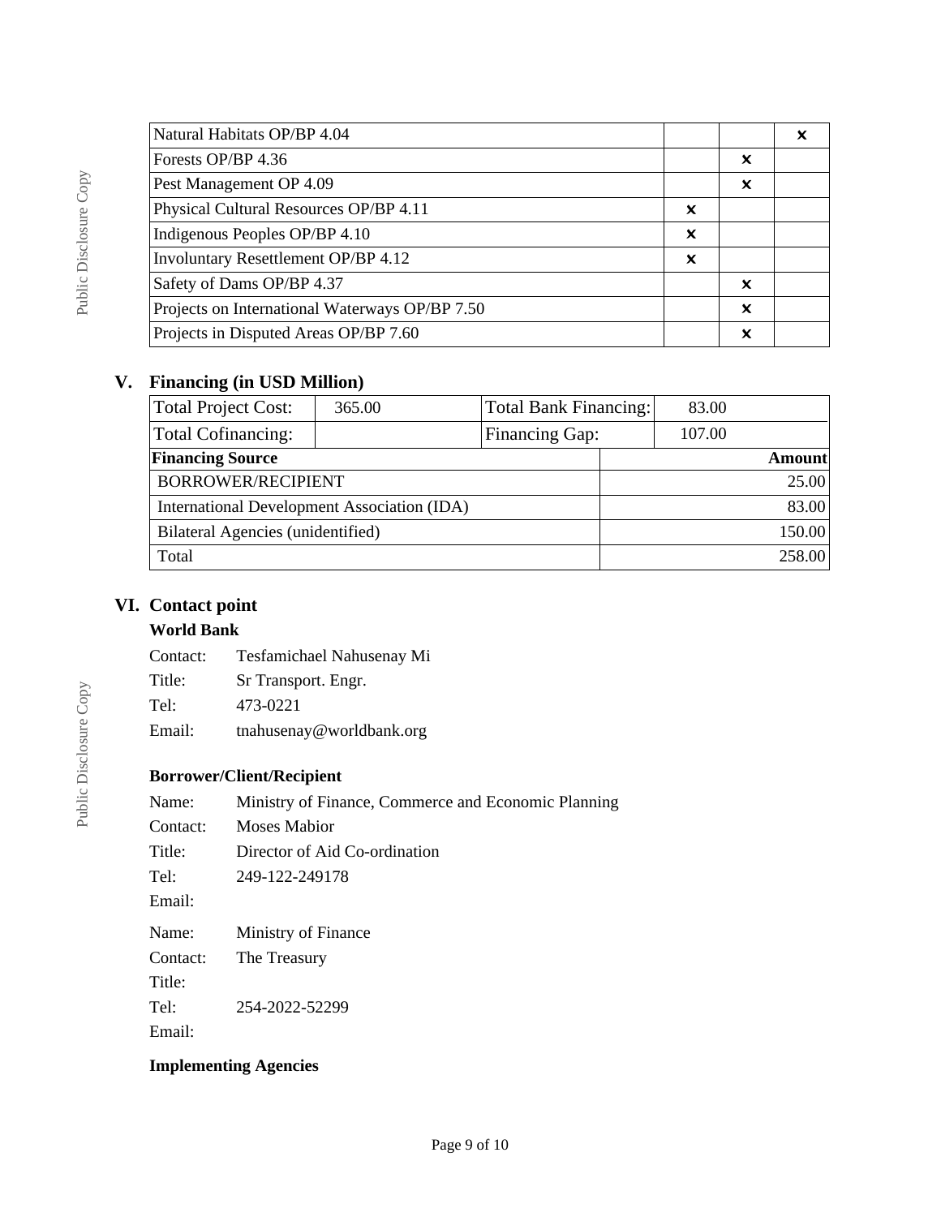| Natural Habitats OP/BP 4.04 | | | x |
| --- | --- | --- | --- |
| Forests OP/BP 4.36 | | x | |
| Pest Management OP 4.09 | | x | |
| Physical Cultural Resources OP/BP 4.11 | x | | |
| Indigenous Peoples OP/BP 4.10 | x | | |
| Involuntary Resettlement OP/BP 4.12 | x | | |
| Safety of Dams OP/BP 4.37 | | x | |
| Projects on International Waterways OP/BP 7.50 | | x | |
| Projects in Disputed Areas OP/BP 7.60 | | x | |

## V. Financing (in USD Million)

| Total Project Cost: | 365.00 | Total Bank Financing: | 83.00 |
| --- | --- | --- | --- |
| Total Cofinancing: | | Financing Gap: | 107.00 |

| Financing Source | Amount |
| --- | --- |
| BORROWER/RECIPIENT | 25.00 |
| International Development Association (IDA) | 83.00 |
| Bilateral Agencies (unidentified) | 150.00 |
| Total | 258.00 |

## VI. Contact point

### World Bank

Contact: Tesfamichael Nahusenay Mi
Title: Sr Transport. Engr.
Tel: 473-0221
Email: tnahusenay@worldbank.org

### Borrower/Client/Recipient

Name: Ministry of Finance, Commerce and Economic Planning
Contact: Moses Mabior
Title: Director of Aid Co-ordination
Tel: 249-122-249178
Email:

Name: Ministry of Finance
Contact: The Treasury
Title:
Tel: 254-2022-52299
Email:

### Implementing Agencies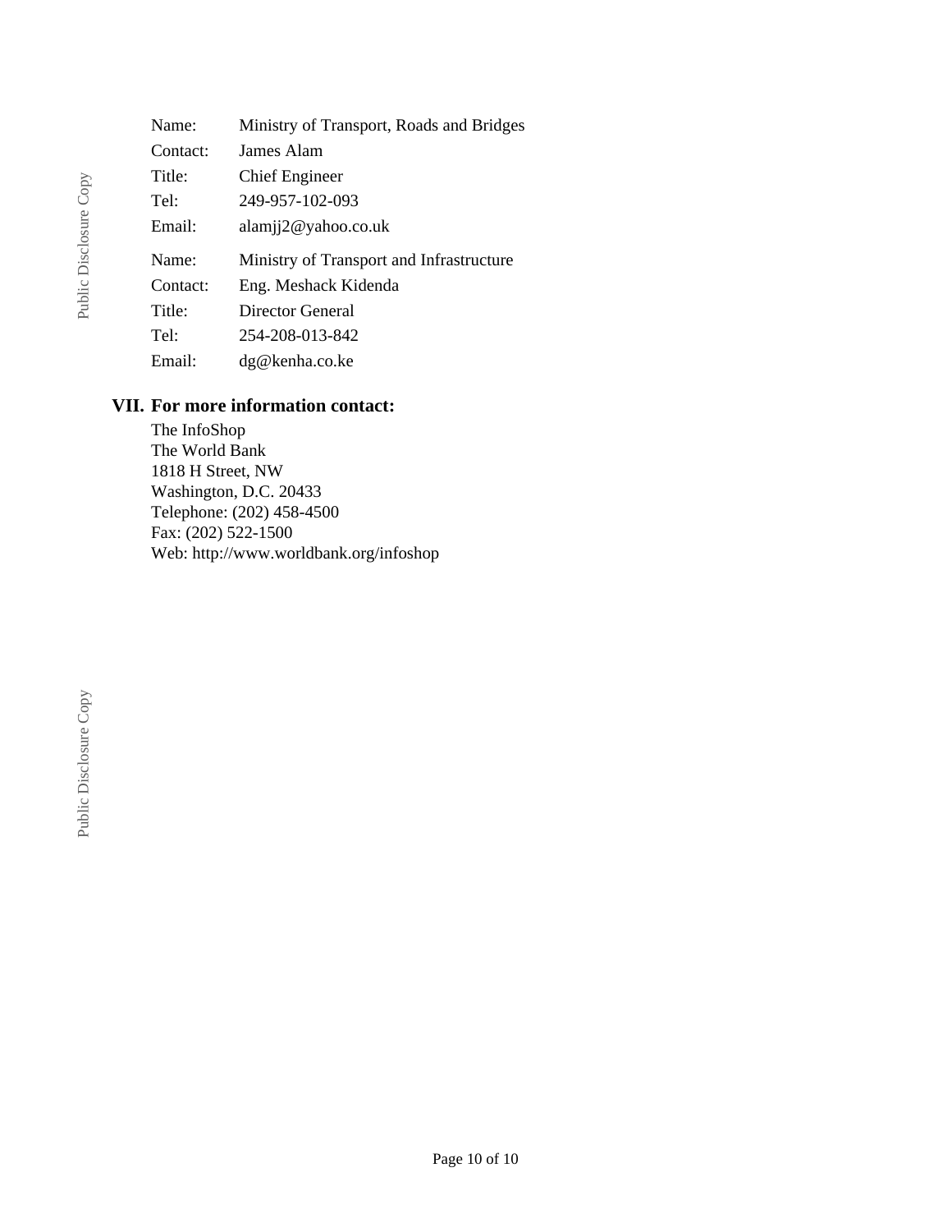Name: Ministry of Transport, Roads and Bridges
Contact: James Alam
Title: Chief Engineer
Tel: 249-957-102-093
Email: alamjj2@yahoo.co.uk

Name: Ministry of Transport and Infrastructure
Contact: Eng. Meshack Kidenda
Title: Director General
Tel: 254-208-013-842
Email: dg@kenha.co.ke

## VII. For more information contact:

The InfoShop
The World Bank
1818 H Street, NW
Washington, D.C. 20433
Telephone: (202) 458-4500
Fax: (202) 522-1500
Web: http://www.worldbank.org/infoshop